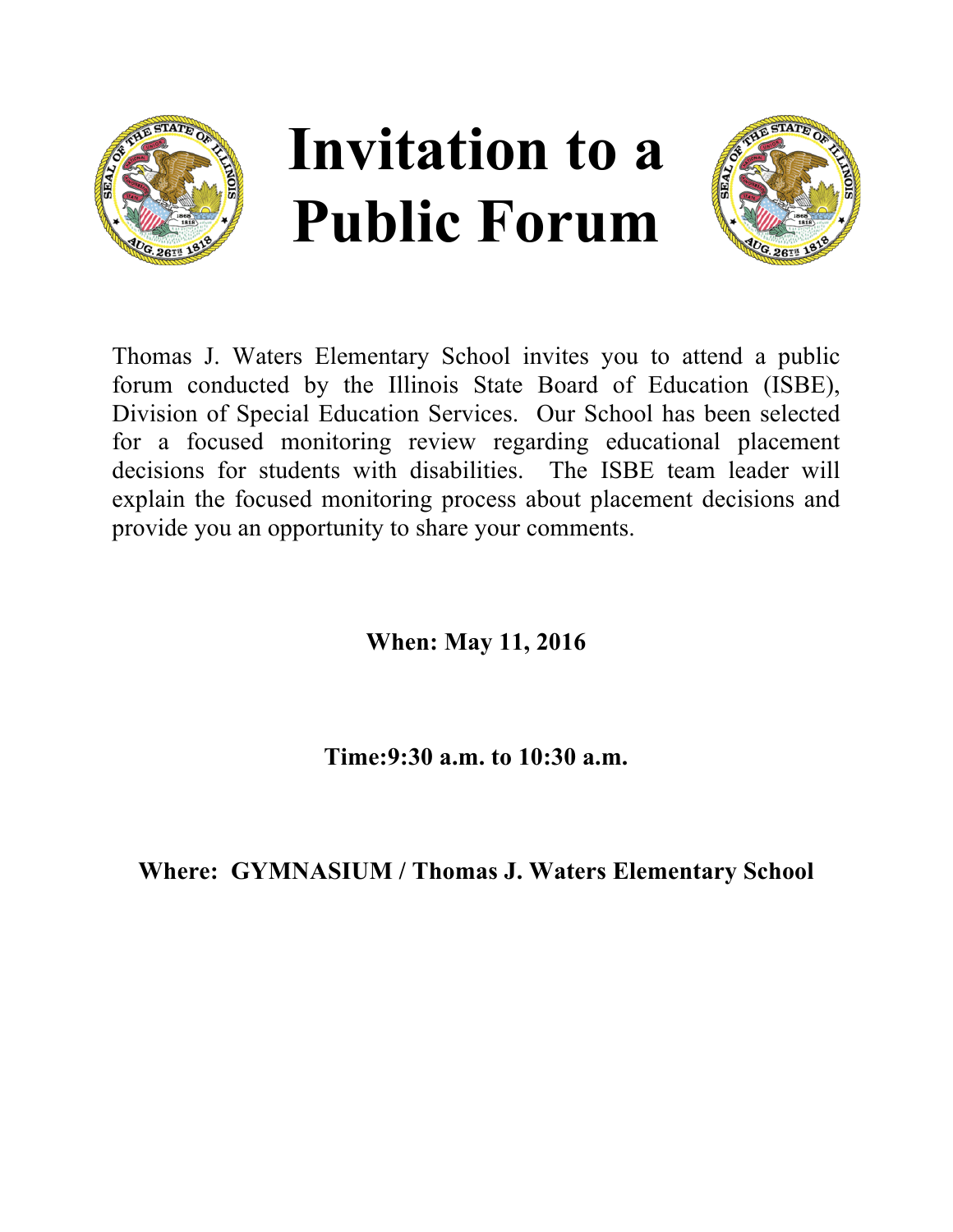# Invitation to a Public Forum

Thomas J. Waters Elementary School invites you to attend a public forum conducted by the Illinois State Board of Education (ISBE), Division of Special Education Services. Our School has been selected for a focused monitoring review regarding educational placement decisions for students with disabilities. The ISBE team leader will explain the focused monitoring process about placement decisions and provide you an opportunity to share your comments.

**When: May 11, 2016**

**Time:9:30 a.m. to 10:30 a.m.**

**Where: GYMNASIUM / Thomas J. Waters Elementary School**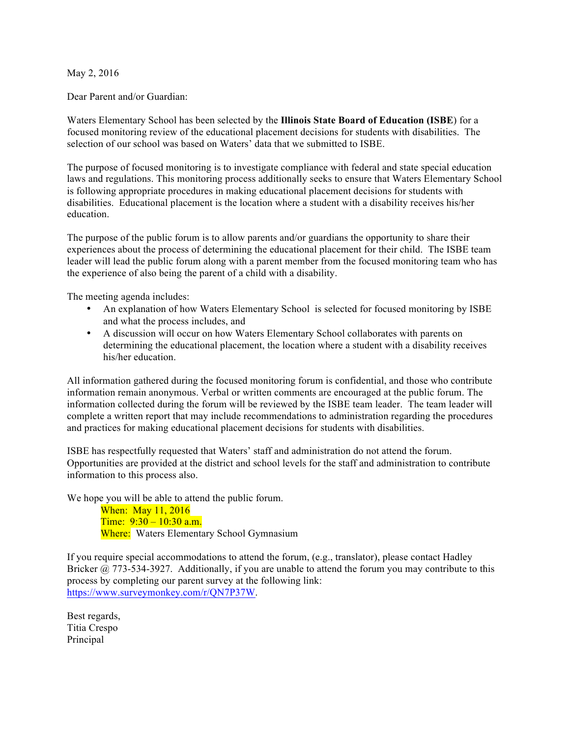May 2, 2016

Dear Parent and/or Guardian:

Waters Elementary School has been selected by the **Illinois State Board of Education (ISBE**) for a focused monitoring review of the educational placement decisions for students with disabilities. The selection of our school was based on Waters' data that we submitted to ISBE.

The purpose of focused monitoring is to investigate compliance with federal and state special education laws and regulations. This monitoring process additionally seeks to ensure that Waters Elementary School is following appropriate procedures in making educational placement decisions for students with disabilities. Educational placement is the location where a student with a disability receives his/her education.

The purpose of the public forum is to allow parents and/or guardians the opportunity to share their experiences about the process of determining the educational placement for their child. The ISBE team leader will lead the public forum along with a parent member from the focused monitoring team who has the experience of also being the parent of a child with a disability.

The meeting agenda includes:

- An explanation of how Waters Elementary School is selected for focused monitoring by ISBE and what the process includes, and
- A discussion will occur on how Waters Elementary School collaborates with parents on determining the educational placement, the location where a student with a disability receives his/her education.

All information gathered during the focused monitoring forum is confidential, and those who contribute information remain anonymous. Verbal or written comments are encouraged at the public forum. The information collected during the forum will be reviewed by the ISBE team leader. The team leader will complete a written report that may include recommendations to administration regarding the procedures and practices for making educational placement decisions for students with disabilities.

ISBE has respectfully requested that Waters' staff and administration do not attend the forum. Opportunities are provided at the district and school levels for the staff and administration to contribute information to this process also.

We hope you will be able to attend the public forum.

When: May 11, 2016
Time: 9:30 – 10:30 a.m.
Where: Waters Elementary School Gymnasium

If you require special accommodations to attend the forum, (e.g., translator), please contact Hadley Bricker @ 773-534-3927. Additionally, if you are unable to attend the forum you may contribute to this process by completing our parent survey at the following link: https://www.surveymonkey.com/r/QN7P37W.

Best regards,
Titia Crespo
Principal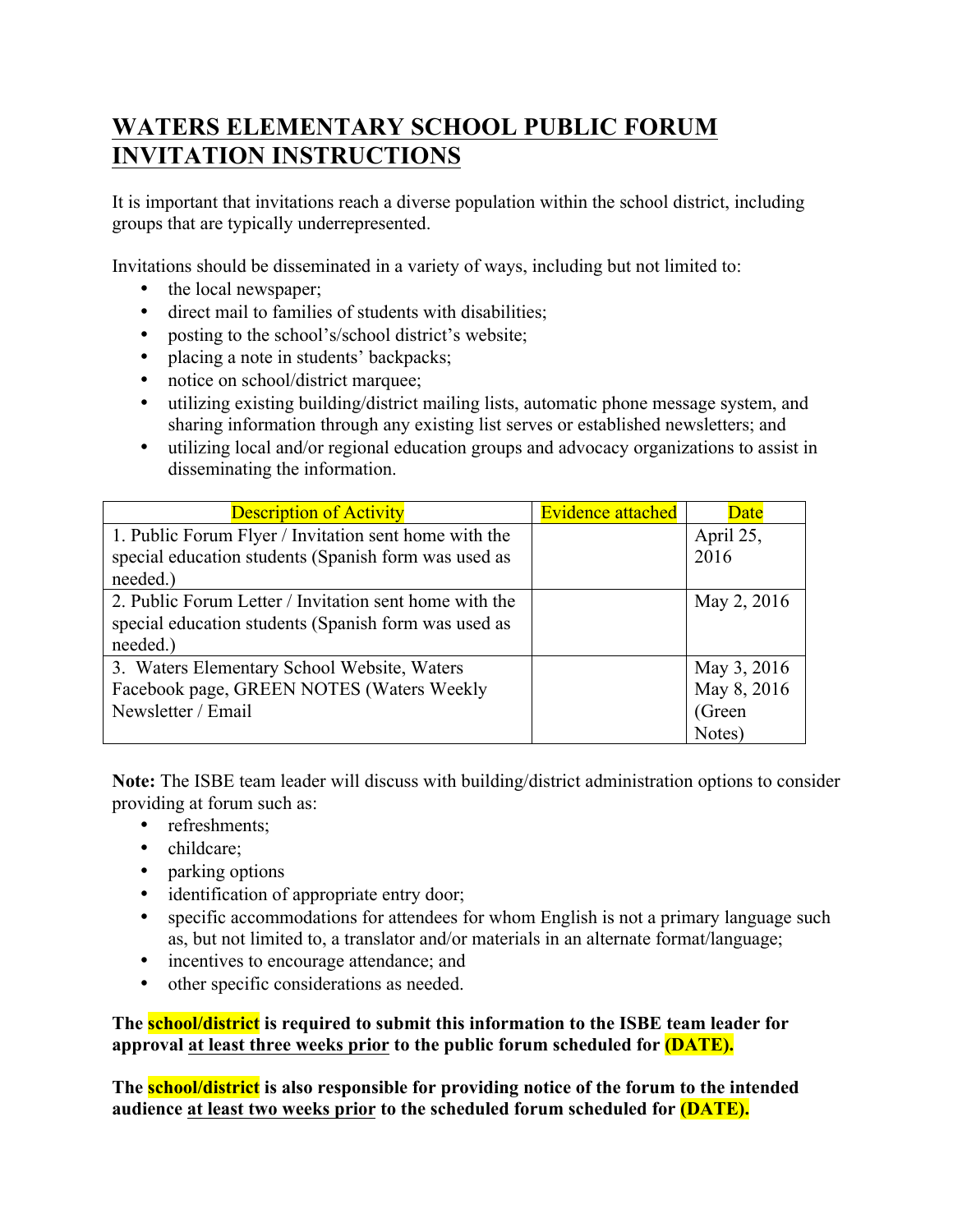# WATERS ELEMENTARY SCHOOL PUBLIC FORUM INVITATION INSTRUCTIONS

It is important that invitations reach a diverse population within the school district, including groups that are typically underrepresented.

Invitations should be disseminated in a variety of ways, including but not limited to:

- the local newspaper;
- direct mail to families of students with disabilities;
- posting to the school's/school district's website;
- placing a note in students' backpacks;
- notice on school/district marquee;
- utilizing existing building/district mailing lists, automatic phone message system, and sharing information through any existing list serves or established newsletters; and
- utilizing local and/or regional education groups and advocacy organizations to assist in disseminating the information.

| Description of Activity | Evidence attached | Date |
|---|---|---|
| 1. Public Forum Flyer / Invitation sent home with the special education students (Spanish form was used as needed.) | | April 25, 2016 |
| 2. Public Forum Letter / Invitation sent home with the special education students (Spanish form was used as needed.) | | May 2, 2016 |
| 3. Waters Elementary School Website, Waters Facebook page, GREEN NOTES (Waters Weekly Newsletter / Email | | May 3, 2016<br>May 8, 2016 (Green Notes) |

**Note:** The ISBE team leader will discuss with building/district administration options to consider providing at forum such as:

- refreshments;
- childcare;
- parking options
- identification of appropriate entry door;
- specific accommodations for attendees for whom English is not a primary language such as, but not limited to, a translator and/or materials in an alternate format/language;
- incentives to encourage attendance; and
- other specific considerations as needed.

**The school/district is required to submit this information to the ISBE team leader for approval at least three weeks prior to the public forum scheduled for (DATE).**

**The school/district is also responsible for providing notice of the forum to the intended audience at least two weeks prior to the scheduled forum scheduled for (DATE).**